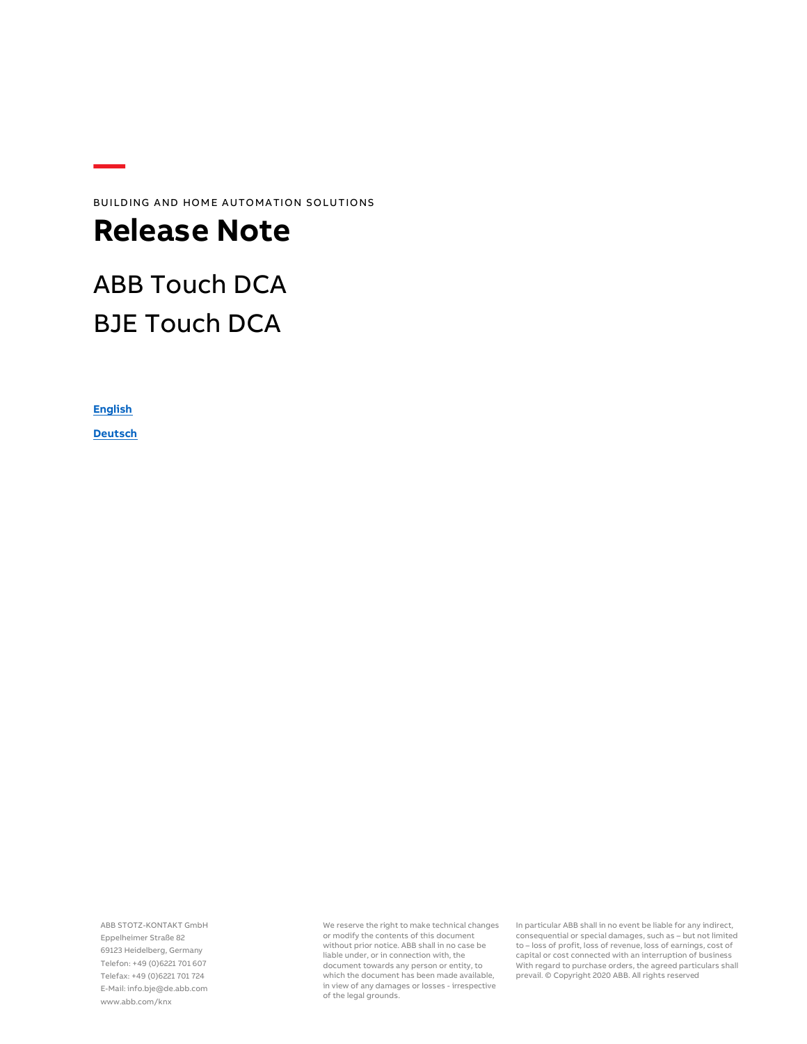BUILDING AND HOME AUTOMATION SOLUTIONS

# Release Note

## ABB Touch DCA
## BJE Touch DCA

**English**

**Deutsch**

ABB STOTZ-KONTAKT GmbH
Eppelheimer Straße 82
69123 Heidelberg, Germany
Telefon: +49 (0)6221 701 607
Telefax: +49 (0)6221 701 724
E-Mail: info.bje@de.abb.com
www.abb.com/knx

We reserve the right to make technical changes or modify the contents of this document without prior notice. ABB shall in no case be liable under, or in connection with, the document towards any person or entity, to which the document has been made available, in view of any damages or losses - irrespective of the legal grounds.

In particular ABB shall in no event be liable for any indirect, consequential or special damages, such as – but not limited to – loss of profit, loss of revenue, loss of earnings, cost of capital or cost connected with an interruption of business With regard to purchase orders, the agreed particulars shall prevail. © Copyright 2020 ABB. All rights reserved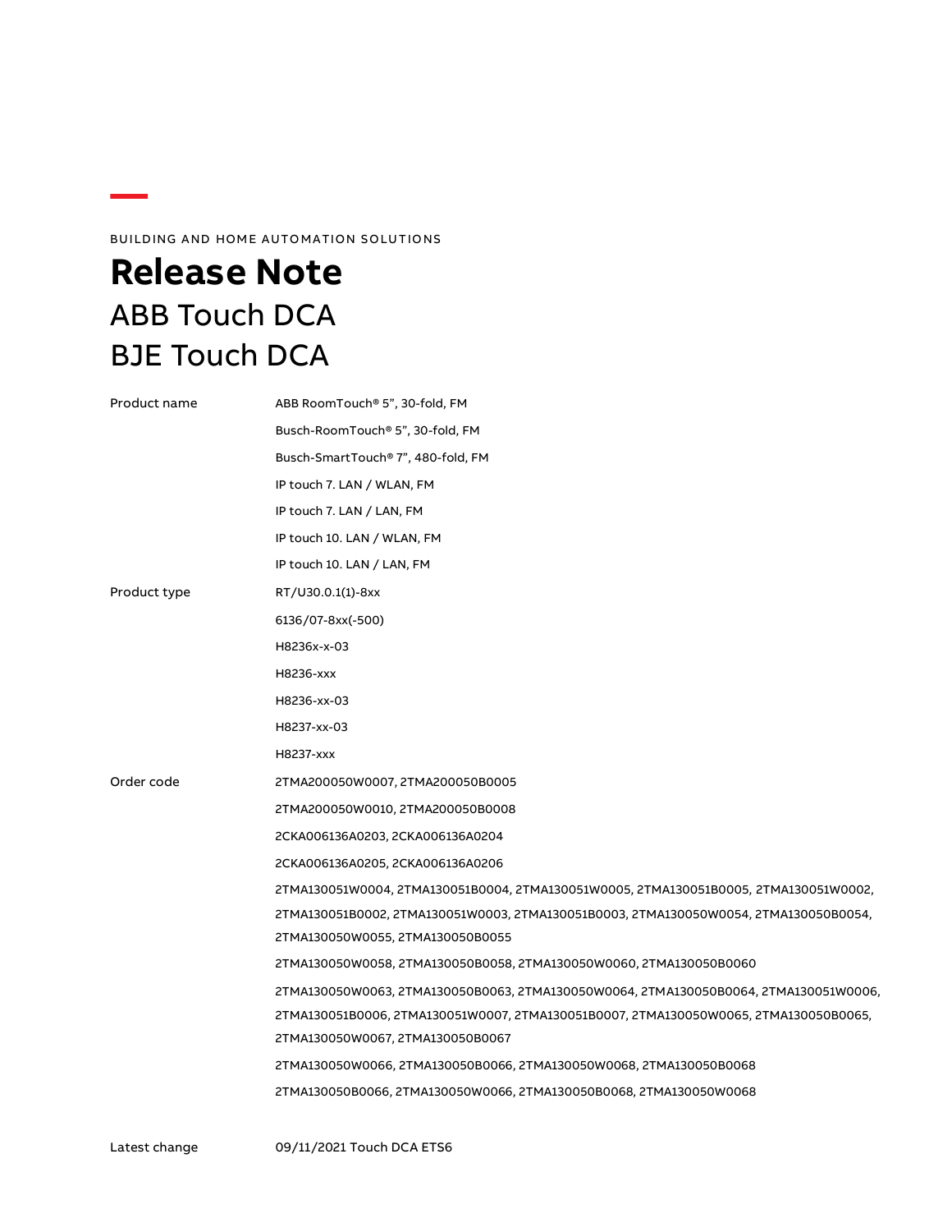BUILDING AND HOME AUTOMATION SOLUTIONS

# Release Note

## ABB Touch DCA
## BJE Touch DCA

| | |
|---|---|
| Product name | ABB RoomTouch® 5", 30-fold, FM |
| | Busch-RoomTouch® 5", 30-fold, FM |
| | Busch-SmartTouch® 7", 480-fold, FM |
| | IP touch 7. LAN / WLAN, FM |
| | IP touch 7. LAN / LAN, FM |
| | IP touch 10. LAN / WLAN, FM |
| | IP touch 10. LAN / LAN, FM |
| Product type | RT/U30.0.1(1)-8xx |
| | 6136/07-8xx(-500) |
| | H8236x-x-03 |
| | H8236-xxx |
| | H8236-xx-03 |
| | H8237-xx-03 |
| | H8237-xxx |
| Order code | 2TMA200050W0007, 2TMA200050B0005 |
| | 2TMA200050W0010, 2TMA200050B0008 |
| | 2CKA006136A0203, 2CKA006136A0204 |
| | 2CKA006136A0205, 2CKA006136A0206 |
| | 2TMA130051W0004, 2TMA130051B0004, 2TMA130051W0005, 2TMA130051B0005, 2TMA130051W0002, 2TMA130051B0002, 2TMA130051W0003, 2TMA130051B0003, 2TMA130050W0054, 2TMA130050B0054, 2TMA130050W0055, 2TMA130050B0055 |
| | 2TMA130050W0058, 2TMA130050B0058, 2TMA130050W0060, 2TMA130050B0060 |
| | 2TMA130050W0063, 2TMA130050B0063, 2TMA130050W0064, 2TMA130050B0064, 2TMA130051W0006, 2TMA130051B0006, 2TMA130051W0007, 2TMA130051B0007, 2TMA130050W0065, 2TMA130050B0065, 2TMA130050W0067, 2TMA130050B0067 |
| | 2TMA130050W0066, 2TMA130050B0066, 2TMA130050W0068, 2TMA130050B0068 |
| | 2TMA130050B0066, 2TMA130050W0066, 2TMA130050B0068, 2TMA130050W0068 |
| Latest change | 09/11/2021 Touch DCA ETS6 |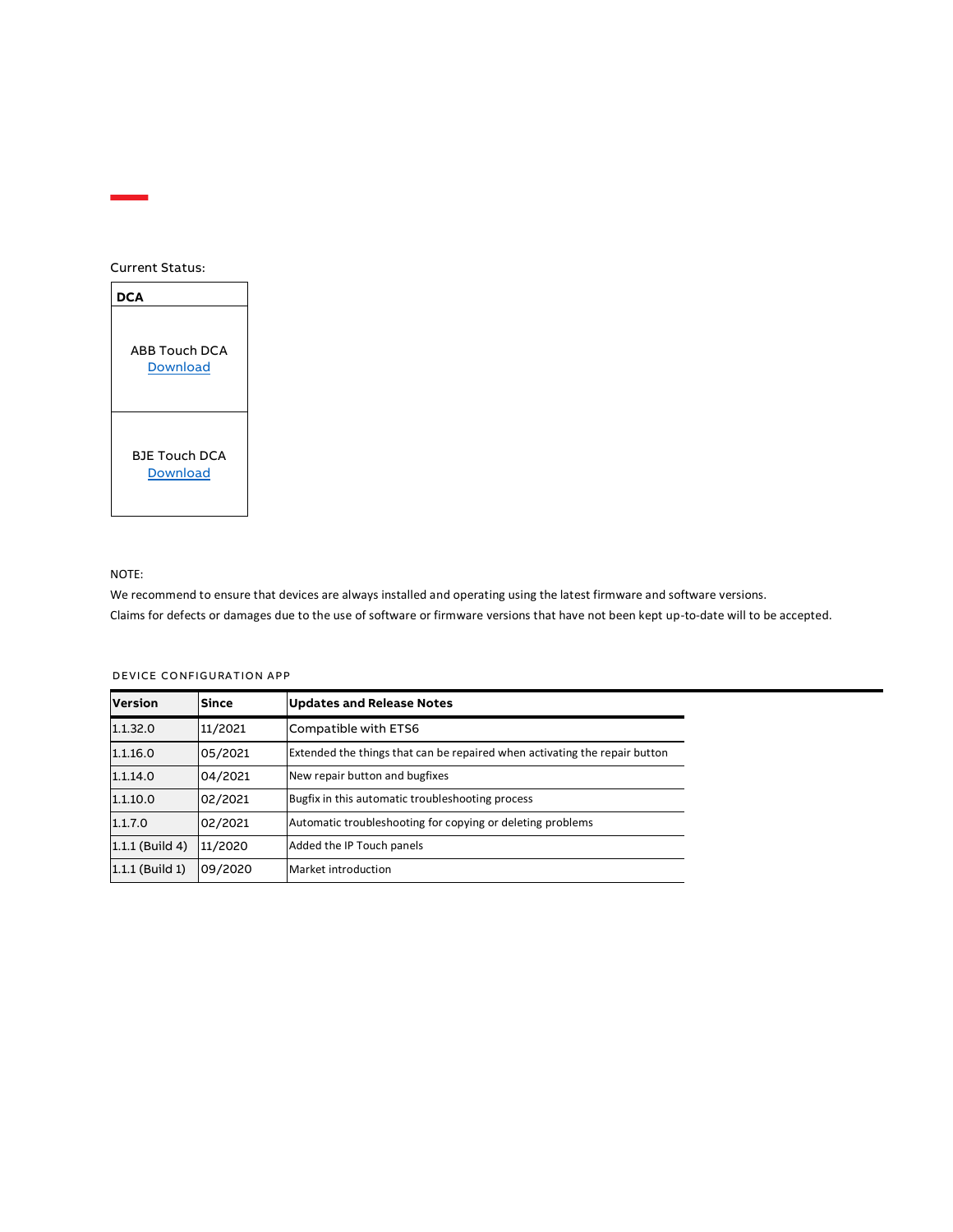Current Status:

| DCA |
|---|
| ABB Touch DCA<br>Download |
| BJE Touch DCA<br>Download |

NOTE:

We recommend to ensure that devices are always installed and operating using the latest firmware and software versions.

Claims for defects or damages due to the use of software or firmware versions that have not been kept up-to-date will to be accepted.

DEVICE CONFIGURATION APP

| Version | Since | Updates and Release Notes |
|---|---|---|
| 1.1.32.0 | 11/2021 | Compatible with ETS6 |
| 1.1.16.0 | 05/2021 | Extended the things that can be repaired when activating the repair button |
| 1.1.14.0 | 04/2021 | New repair button and bugfixes |
| 1.1.10.0 | 02/2021 | Bugfix in this automatic troubleshooting process |
| 1.1.7.0 | 02/2021 | Automatic troubleshooting for copying or deleting problems |
| 1.1.1 (Build 4) | 11/2020 | Added the IP Touch panels |
| 1.1.1 (Build 1) | 09/2020 | Market introduction |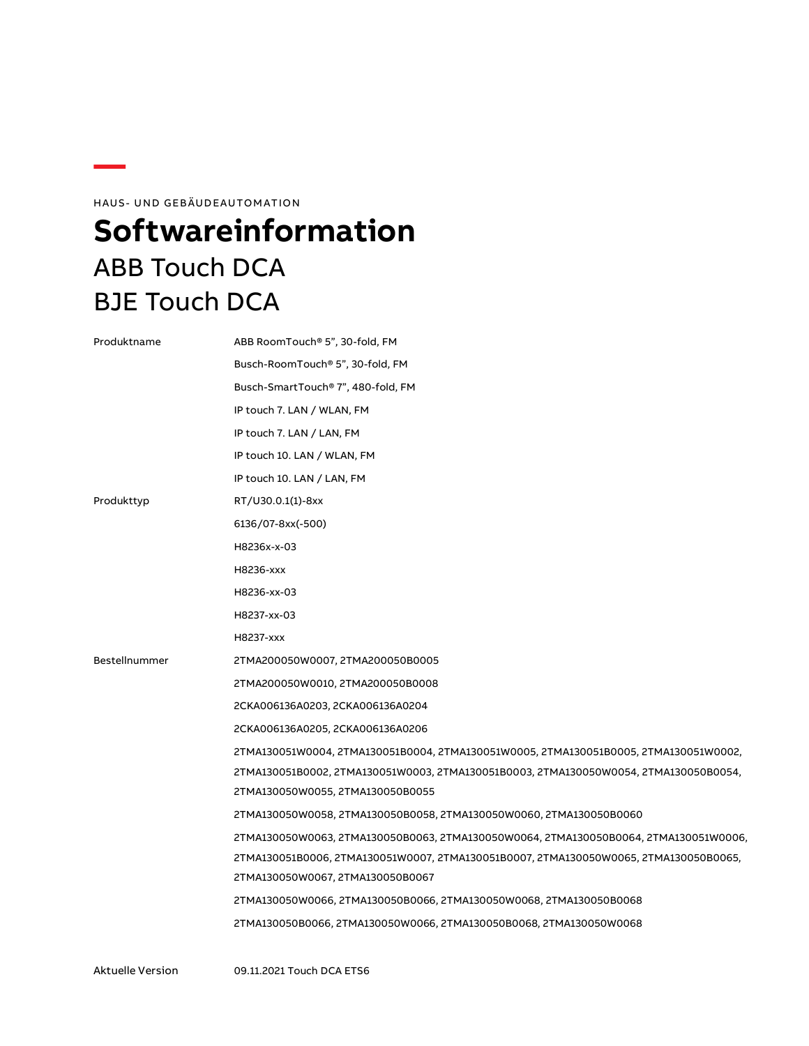HAUS- UND GEBÄUDEAUTOMATION

# Softwareinformation

## ABB Touch DCA
## BJE Touch DCA

| | |
|---|---|
| Produktname | ABB RoomTouch® 5", 30-fold, FM |
| | Busch-RoomTouch® 5", 30-fold, FM |
| | Busch-SmartTouch® 7", 480-fold, FM |
| | IP touch 7. LAN / WLAN, FM |
| | IP touch 7. LAN / LAN, FM |
| | IP touch 10. LAN / WLAN, FM |
| | IP touch 10. LAN / LAN, FM |
| Produkttyp | RT/U30.0.1(1)-8xx |
| | 6136/07-8xx(-500) |
| | H8236x-x-03 |
| | H8236-xxx |
| | H8236-xx-03 |
| | H8237-xx-03 |
| | H8237-xxx |
| Bestellnummer | 2TMA200050W0007, 2TMA200050B0005 |
| | 2TMA200050W0010, 2TMA200050B0008 |
| | 2CKA006136A0203, 2CKA006136A0204 |
| | 2CKA006136A0205, 2CKA006136A0206 |
| | 2TMA130051W0004, 2TMA130051B0004, 2TMA130051W0005, 2TMA130051B0005, 2TMA130051W0002, 2TMA130051B0002, 2TMA130051W0003, 2TMA130051B0003, 2TMA130050W0054, 2TMA130050B0054, 2TMA130050W0055, 2TMA130050B0055 |
| | 2TMA130050W0058, 2TMA130050B0058, 2TMA130050W0060, 2TMA130050B0060 |
| | 2TMA130050W0063, 2TMA130050B0063, 2TMA130050W0064, 2TMA130050B0064, 2TMA130051W0006, 2TMA130051B0006, 2TMA130051W0007, 2TMA130051B0007, 2TMA130050W0065, 2TMA130050B0065, 2TMA130050W0067, 2TMA130050B0067 |
| | 2TMA130050W0066, 2TMA130050B0066, 2TMA130050W0068, 2TMA130050B0068 |
| | 2TMA130050B0066, 2TMA130050W0066, 2TMA130050B0068, 2TMA130050W0068 |
| Aktuelle Version | 09.11.2021 Touch DCA ETS6 |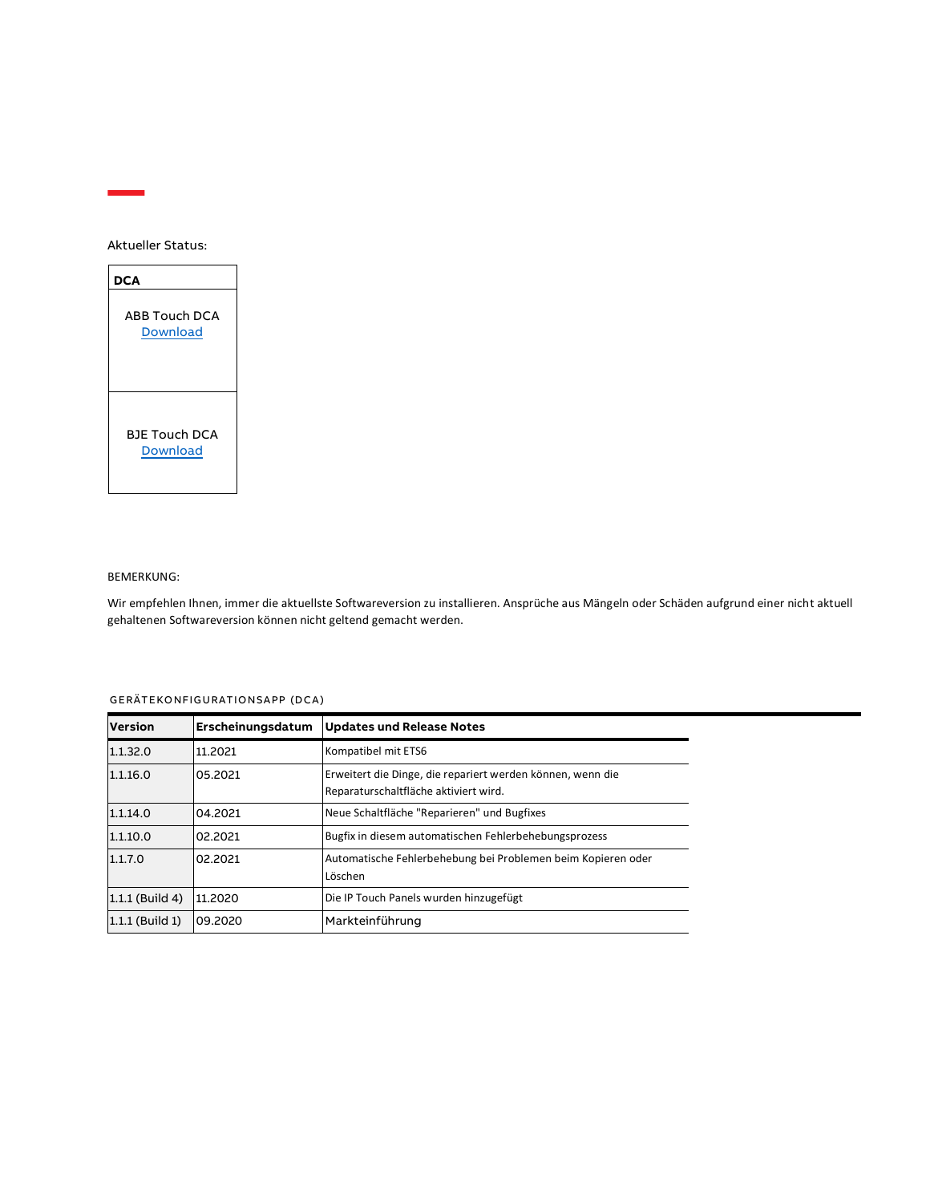Aktueller Status:

| DCA |
| --- |
| ABB Touch DCA<br>Download |
| BJE Touch DCA<br>Download |

BEMERKUNG:

Wir empfehlen Ihnen, immer die aktuellste Softwareversion zu installieren. Ansprüche aus Mängeln oder Schäden aufgrund einer nicht aktuell gehaltenen Softwareversion können nicht geltend gemacht werden.

GERÄTEKONFIGURATIONSAPP (DCA)

| Version | Erscheinungsdatum | Updates und Release Notes |
| --- | --- | --- |
| 1.1.32.0 | 11.2021 | Kompatibel mit ETS6 |
| 1.1.16.0 | 05.2021 | Erweitert die Dinge, die repariert werden können, wenn die Reparaturschaltfläche aktiviert wird. |
| 1.1.14.0 | 04.2021 | Neue Schaltfläche "Reparieren" und Bugfixes |
| 1.1.10.0 | 02.2021 | Bugfix in diesem automatischen Fehlerbehebungsprozess |
| 1.1.7.0 | 02.2021 | Automatische Fehlerbehebung bei Problemen beim Kopieren oder Löschen |
| 1.1.1 (Build 4) | 11.2020 | Die IP Touch Panels wurden hinzugefügt |
| 1.1.1 (Build 1) | 09.2020 | Markteinführung |